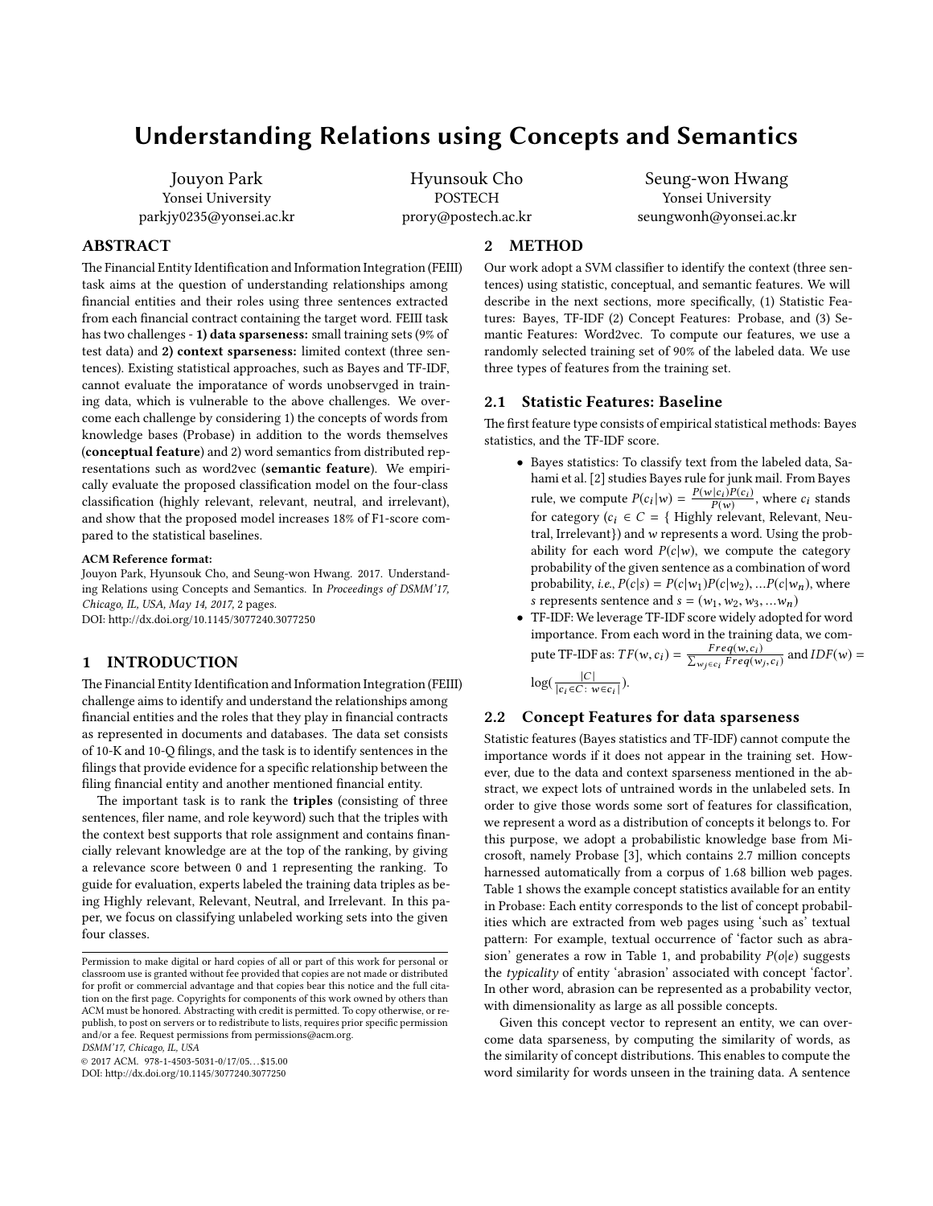# Understanding Relations using Concepts and Semantics

Jouyon Park
Yonsei University
parkjy0235@yonsei.ac.kr

Hyunsouk Cho
POSTECH
prory@postech.ac.kr

Seung-won Hwang
Yonsei University
seungwonh@yonsei.ac.kr

## ABSTRACT

The Financial Entity Identification and Information Integration (FEIII) task aims at the question of understanding relationships among financial entities and their roles using three sentences extracted from each financial contract containing the target word. FEIII task has two challenges - **1) data sparseness:** small training sets (9% of test data) and **2) context sparseness:** limited context (three sentences). Existing statistical approaches, such as Bayes and TF-IDF, cannot evaluate the imporatance of words unobservged in training data, which is vulnerable to the above challenges. We overcome each challenge by considering 1) the concepts of words from knowledge bases (Probase) in addition to the words themselves (**conceptual feature**) and 2) word semantics from distributed representations such as word2vec (**semantic feature**). We empirically evaluate the proposed classification model on the four-class classification (highly relevant, relevant, neutral, and irrelevant), and show that the proposed model increases 18% of F1-score compared to the statistical baselines.

**ACM Reference format:**
Jouyon Park, Hyunsouk Cho, and Seung-won Hwang. 2017. Understanding Relations using Concepts and Semantics. In *Proceedings of DSMM'17, Chicago, IL, USA, May 14, 2017,* 2 pages.
DOI: http://dx.doi.org/10.1145/3077240.3077250

## 1 INTRODUCTION

The Financial Entity Identification and Information Integration (FEIII) challenge aims to identify and understand the relationships among financial entities and the roles that they play in financial contracts as represented in documents and databases. The data set consists of 10-K and 10-Q filings, and the task is to identify sentences in the filings that provide evidence for a specific relationship between the filing financial entity and another mentioned financial entity.

The important task is to rank the **triples** (consisting of three sentences, filer name, and role keyword) such that the triples with the context best supports that role assignment and contains financially relevant knowledge are at the top of the ranking, by giving a relevance score between 0 and 1 representing the ranking. To guide for evaluation, experts labeled the training data triples as being Highly relevant, Relevant, Neutral, and Irrelevant. In this paper, we focus on classifying unlabeled working sets into the given four classes.

Permission to make digital or hard copies of all or part of this work for personal or classroom use is granted without fee provided that copies are not made or distributed for profit or commercial advantage and that copies bear this notice and the full citation on the first page. Copyrights for components of this work owned by others than ACM must be honored. Abstracting with credit is permitted. To copy otherwise, or republish, to post on servers or to redistribute to lists, requires prior specific permission and/or a fee. Request permissions from permissions@acm.org.
*DSMM'17, Chicago, IL, USA*
© 2017 ACM. 978-1-4503-5031-0/17/05…$15.00
DOI: http://dx.doi.org/10.1145/3077240.3077250

## 2 METHOD

Our work adopt a SVM classifier to identify the context (three sentences) using statistic, conceptual, and semantic features. We will describe in the next sections, more specifically, (1) Statistic Features: Bayes, TF-IDF (2) Concept Features: Probase, and (3) Semantic Features: Word2vec. To compute our features, we use a randomly selected training set of 90% of the labeled data. We use three types of features from the training set.

### 2.1 Statistic Features: Baseline

The first feature type consists of empirical statistical methods: Bayes statistics, and the TF-IDF score.

- Bayes statistics: To classify text from the labeled data, Sahami et al. [2] studies Bayes rule for junk mail. From Bayes rule, we compute $P(c_i|w) = \frac{P(w|c_i)P(c_i)}{P(w)}$, where $c_i$ stands for category ($c_i \in C$ = { Highly relevant, Relevant, Neutral, Irrelevant}) and $w$ represents a word. Using the probability for each word $P(c|w)$, we compute the category probability of the given sentence as a combination of word probability, *i.e.*, $P(c|s) = P(c|w_1)P(c|w_2), \ldots P(c|w_n)$, where $s$ represents sentence and $s = (w_1, w_2, w_3, \ldots w_n)$
- TF-IDF: We leverage TF-IDF score widely adopted for word importance. From each word in the training data, we compute TF-IDF as: $TF(w, c_i) = \frac{Freq(w,c_i)}{\sum_{w_j \in c_i} Freq(w_j, c_i)}$ and $IDF(w) = \log(\frac{|C|}{|c_i \in C:\ w \in c_i|})$.

### 2.2 Concept Features for data sparseness

Statistic features (Bayes statistics and TF-IDF) cannot compute the importance words if it does not appear in the training set. However, due to the data and context sparseness mentioned in the abstract, we expect lots of untrained words in the unlabeled sets. In order to give those words some sort of features for classification, we represent a word as a distribution of concepts it belongs to. For this purpose, we adopt a probabilistic knowledge base from Microsoft, namely Probase [3], which contains 2.7 million concepts harnessed automatically from a corpus of 1.68 billion web pages. Table 1 shows the example concept statistics available for an entity in Probase: Each entity corresponds to the list of concept probabilities which are extracted from web pages using 'such as' textual pattern: For example, textual occurrence of 'factor such as abrasion' generates a row in Table 1, and probability $P(o|e)$ suggests the *typicality* of entity 'abrasion' associated with concept 'factor'. In other word, abrasion can be represented as a probability vector, with dimensionality as large as all possible concepts.

Given this concept vector to represent an entity, we can overcome data sparseness, by computing the similarity of words, as the similarity of concept distributions. This enables to compute the word similarity for words unseen in the training data. A sentence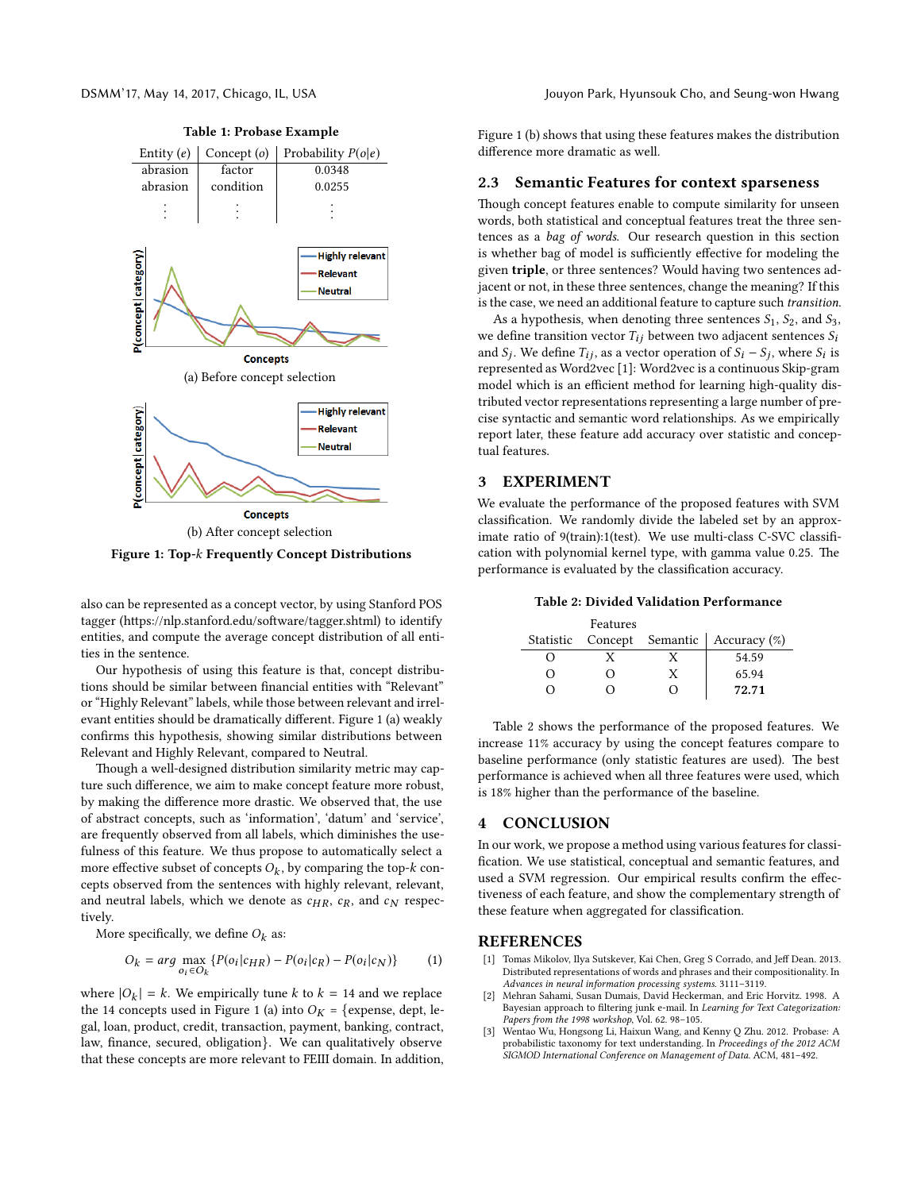**Table 1: Probase Example**

| Entity ($e$) | Concept ($o$) | Probability $P(o\|e)$ |
|---|---|---|
| abrasion | factor | 0.0348 |
| abrasion | condition | 0.0255 |
| ⋮ | ⋮ | ⋮ |

P(concept | category)

Highly relevant
Relevant
Neutral

Concepts

(a) Before concept selection

P(concept | category)

Highly relevant
Relevant
Neutral

Concepts

(b) After concept selection

**Figure 1: Top-$k$ Frequently Concept Distributions**

also can be represented as a concept vector, by using Stanford POS tagger (https://nlp.stanford.edu/software/tagger.shtml) to identify entities, and compute the average concept distribution of all entities in the sentence.

Our hypothesis of using this feature is that, concept distributions should be similar between financial entities with "Relevant" or "Highly Relevant" labels, while those between relevant and irrelevant entities should be dramatically different. Figure 1 (a) weakly confirms this hypothesis, showing similar distributions between Relevant and Highly Relevant, compared to Neutral.

Though a well-designed distribution similarity metric may capture such difference, we aim to make concept feature more robust, by making the difference more drastic. We observed that, the use of abstract concepts, such as 'information', 'datum' and 'service', are frequently observed from all labels, which diminishes the usefulness of this feature. We thus propose to automatically select a more effective subset of concepts $O_k$, by comparing the top-$k$ concepts observed from the sentences with highly relevant, relevant, and neutral labels, which we denote as $c_{HR}$, $c_R$, and $c_N$ respectively.

More specifically, we define $O_k$ as:

$$O_k = arg \max_{o_i \in O_k} \{P(o_i|c_{HR}) - P(o_i|c_R) - P(o_i|c_N)\} \quad (1)$$

where $|O_k| = k$. We empirically tune $k$ to $k = 14$ and we replace the 14 concepts used in Figure 1 (a) into $O_K$ = {expense, dept, legal, loan, product, credit, transaction, payment, banking, contract, law, finance, secured, obligation}. We can qualitatively observe that these concepts are more relevant to FEIII domain. In addition, Figure 1 (b) shows that using these features makes the distribution difference more dramatic as well.

### 2.3 Semantic Features for context sparseness

Though concept features enable to compute similarity for unseen words, both statistical and conceptual features treat the three sentences as a *bag of words*. Our research question in this section is whether bag of model is sufficiently effective for modeling the given **triple**, or three sentences? Would having two sentences adjacent or not, in these three sentences, change the meaning? If this is the case, we need an additional feature to capture such *transition*.

As a hypothesis, when denoting three sentences $S_1$, $S_2$, and $S_3$, we define transition vector $T_{ij}$ between two adjacent sentences $S_i$ and $S_j$. We define $T_{ij}$, as a vector operation of $S_i - S_j$, where $S_i$ is represented as Word2vec [1]: Word2vec is a continuous Skip-gram model which is an efficient method for learning high-quality distributed vector representations representing a large number of precise syntactic and semantic word relationships. As we empirically report later, these feature add accuracy over statistic and conceptual features.

## 3 EXPERIMENT

We evaluate the performance of the proposed features with SVM classification. We randomly divide the labeled set by an approximate ratio of 9(train):1(test). We use multi-class C-SVC classification with polynomial kernel type, with gamma value 0.25. The performance is evaluated by the classification accuracy.

**Table 2: Divided Validation Performance**

| Features | | | |
|---|---|---|---|
| Statistic | Concept | Semantic | Accuracy (%) |
| O | X | X | 54.59 |
| O | O | X | 65.94 |
| O | O | O | **72.71** |

Table 2 shows the performance of the proposed features. We increase 11% accuracy by using the concept features compare to baseline performance (only statistic features are used). The best performance is achieved when all three features were used, which is 18% higher than the performance of the baseline.

## 4 CONCLUSION

In our work, we propose a method using various features for classification. We use statistical, conceptual and semantic features, and used a SVM regression. Our empirical results confirm the effectiveness of each feature, and show the complementary strength of these feature when aggregated for classification.

## REFERENCES

[1] Tomas Mikolov, Ilya Sutskever, Kai Chen, Greg S Corrado, and Jeff Dean. 2013. Distributed representations of words and phrases and their compositionality. In *Advances in neural information processing systems*. 3111–3119.

[2] Mehran Sahami, Susan Dumais, David Heckerman, and Eric Horvitz. 1998. A Bayesian approach to filtering junk e-mail. In *Learning for Text Categorization: Papers from the 1998 workshop*, Vol. 62. 98–105.

[3] Wentao Wu, Hongsong Li, Haixun Wang, and Kenny Q Zhu. 2012. Probase: A probabilistic taxonomy for text understanding. In *Proceedings of the 2012 ACM SIGMOD International Conference on Management of Data*. ACM, 481–492.